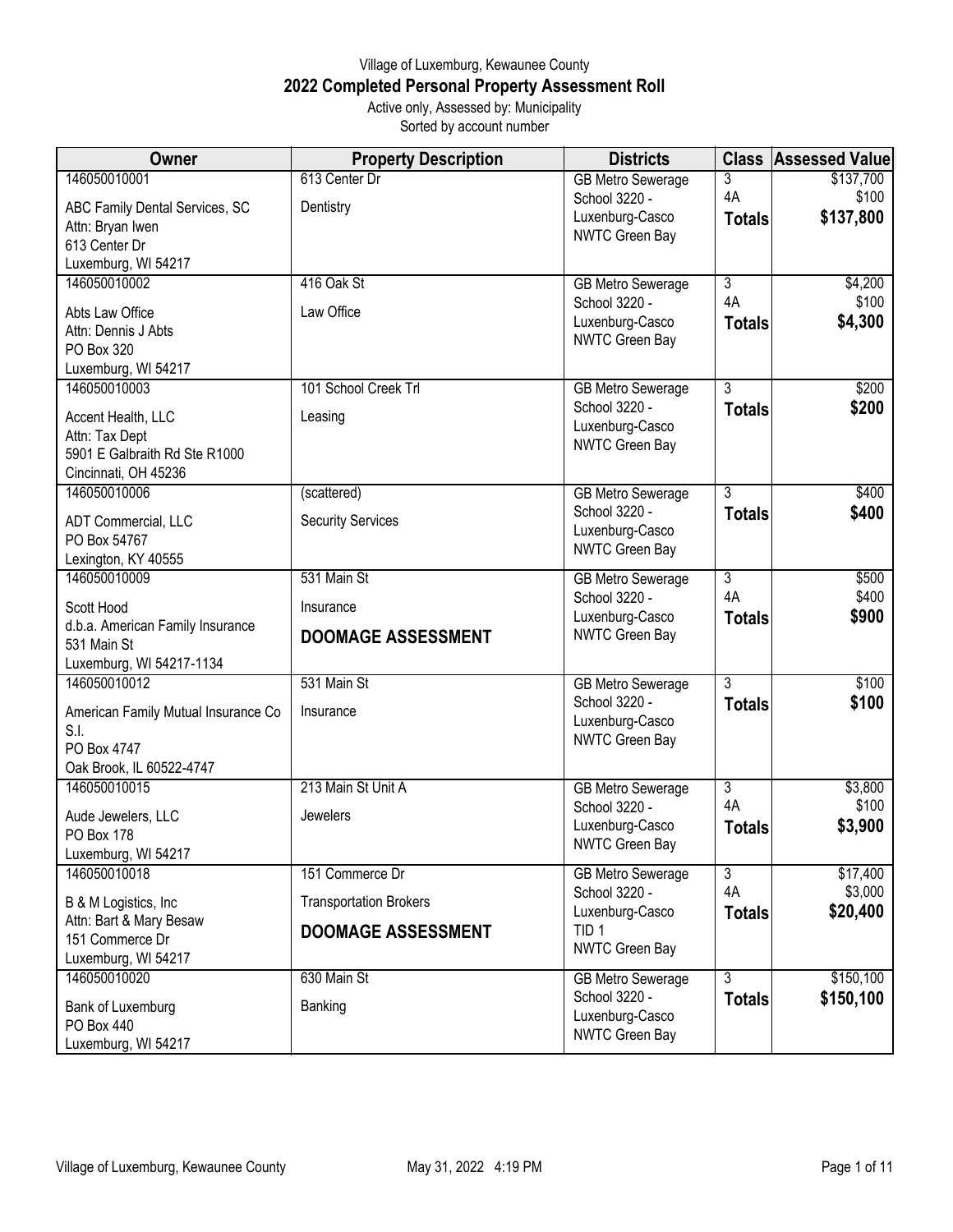Village of Luxemburg, Kewaunee County

# 2022 Completed Personal Property Assessment Roll

Active only, Assessed by: Municipality

Sorted by account number

| Owner | Property Description | Districts | Class | Assessed Value |
|---|---|---|---|---|
| 146050010001<br>ABC Family Dental Services, SC<br>Attn: Bryan Iwen<br>613 Center Dr<br>Luxemburg, WI 54217 | 613 Center Dr<br>Dentistry | GB Metro Sewerage<br>School 3220 - Luxenburg-Casco<br>NWTC Green Bay | 3<br>4A<br>**Totals** | $137,700<br>$100<br>**$137,800** |
| 146050010002<br>Abts Law Office<br>Attn: Dennis J Abts<br>PO Box 320<br>Luxemburg, WI 54217 | 416 Oak St<br>Law Office | GB Metro Sewerage<br>School 3220 - Luxenburg-Casco<br>NWTC Green Bay | 3<br>4A<br>**Totals** | $4,200<br>$100<br>**$4,300** |
| 146050010003<br>Accent Health, LLC<br>Attn: Tax Dept<br>5901 E Galbraith Rd Ste R1000<br>Cincinnati, OH 45236 | 101 School Creek Trl<br>Leasing | GB Metro Sewerage<br>School 3220 - Luxenburg-Casco<br>NWTC Green Bay | 3<br>**Totals** | $200<br>**$200** |
| 146050010006<br>ADT Commercial, LLC<br>PO Box 54767<br>Lexington, KY 40555 | (scattered)<br>Security Services | GB Metro Sewerage<br>School 3220 - Luxenburg-Casco<br>NWTC Green Bay | 3<br>**Totals** | $400<br>**$400** |
| 146050010009<br>Scott Hood<br>d.b.a. American Family Insurance<br>531 Main St<br>Luxemburg, WI 54217-1134 | 531 Main St<br>Insurance<br>**DOOMAGE ASSESSMENT** | GB Metro Sewerage<br>School 3220 - Luxenburg-Casco<br>NWTC Green Bay | 3<br>4A<br>**Totals** | $500<br>$400<br>**$900** |
| 146050010012<br>American Family Mutual Insurance Co S.I.<br>PO Box 4747<br>Oak Brook, IL 60522-4747 | 531 Main St<br>Insurance | GB Metro Sewerage<br>School 3220 - Luxenburg-Casco<br>NWTC Green Bay | 3<br>**Totals** | $100<br>**$100** |
| 146050010015<br>Aude Jewelers, LLC<br>PO Box 178<br>Luxemburg, WI 54217 | 213 Main St Unit A<br>Jewelers | GB Metro Sewerage<br>School 3220 - Luxenburg-Casco<br>NWTC Green Bay | 3<br>4A<br>**Totals** | $3,800<br>$100<br>**$3,900** |
| 146050010018<br>B & M Logistics, Inc<br>Attn: Bart & Mary Besaw<br>151 Commerce Dr<br>Luxemburg, WI 54217 | 151 Commerce Dr<br>Transportation Brokers<br>**DOOMAGE ASSESSMENT** | GB Metro Sewerage<br>School 3220 - Luxenburg-Casco<br>TID 1<br>NWTC Green Bay | 3<br>4A<br>**Totals** | $17,400<br>$3,000<br>**$20,400** |
| 146050010020<br>Bank of Luxemburg<br>PO Box 440<br>Luxemburg, WI 54217 | 630 Main St<br>Banking | GB Metro Sewerage<br>School 3220 - Luxenburg-Casco<br>NWTC Green Bay | 3<br>**Totals** | $150,100<br>**$150,100** |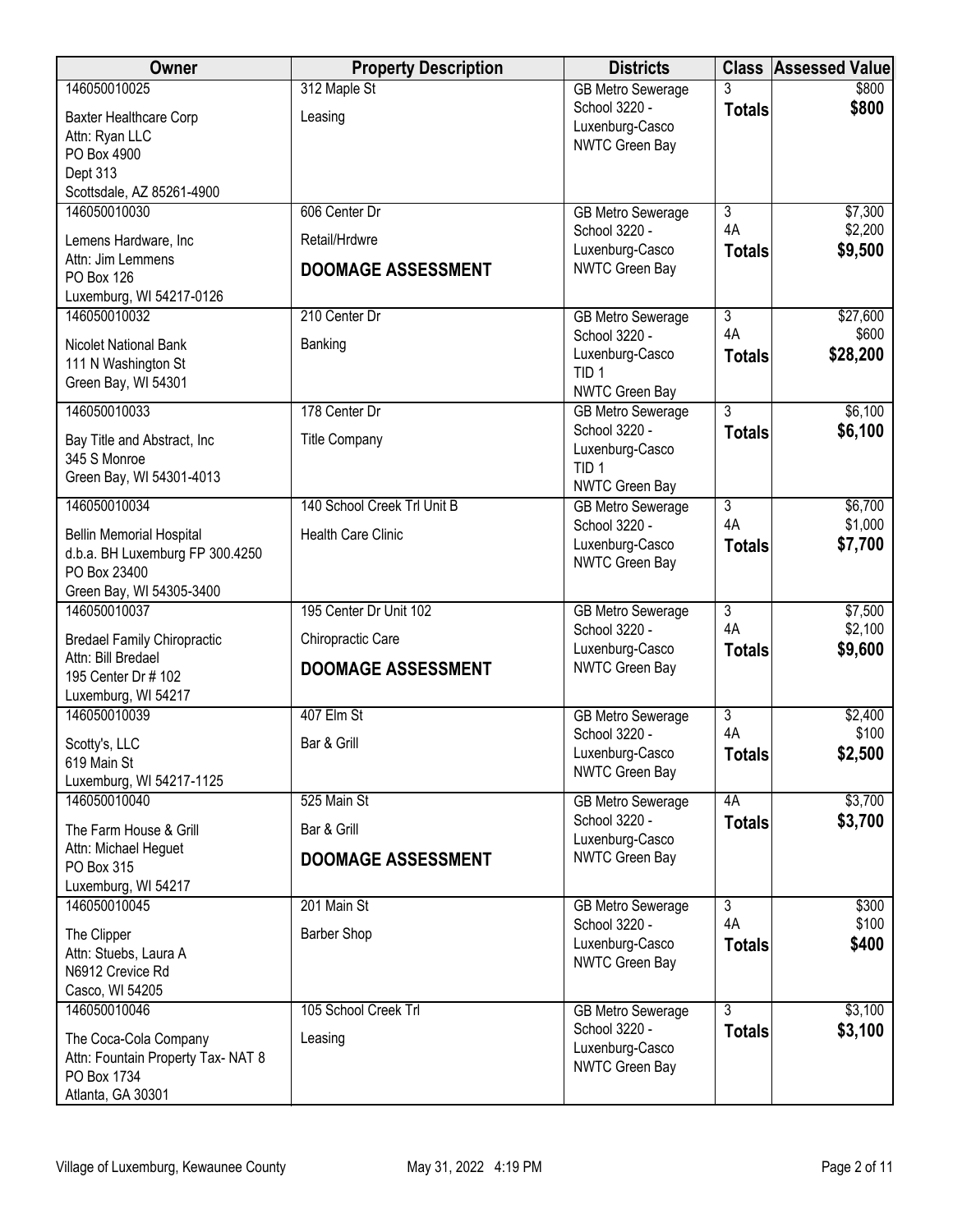| Owner | Property Description | Districts | Class | Assessed Value |
|---|---|---|---|---|
| 146050010025<br>Baxter Healthcare Corp<br>Attn: Ryan LLC<br>PO Box 4900<br>Dept 313<br>Scottsdale, AZ 85261-4900 | 312 Maple St<br>Leasing | GB Metro Sewerage<br>School 3220 - Luxenburg-Casco<br>NWTC Green Bay | 3<br>**Totals** | $800<br>**$800** |
| 146050010030<br>Lemens Hardware, Inc<br>Attn: Jim Lemmens<br>PO Box 126<br>Luxemburg, WI 54217-0126 | 606 Center Dr<br>Retail/Hrdwre<br>**DOOMAGE ASSESSMENT** | GB Metro Sewerage<br>School 3220 - Luxenburg-Casco<br>NWTC Green Bay | 3<br>4A<br>**Totals** | $7,300<br>$2,200<br>**$9,500** |
| 146050010032<br>Nicolet National Bank<br>111 N Washington St<br>Green Bay, WI 54301 | 210 Center Dr<br>Banking | GB Metro Sewerage<br>School 3220 - Luxenburg-Casco<br>TID 1<br>NWTC Green Bay | 3<br>4A<br>**Totals** | $27,600<br>$600<br>**$28,200** |
| 146050010033<br>Bay Title and Abstract, Inc<br>345 S Monroe<br>Green Bay, WI 54301-4013 | 178 Center Dr<br>Title Company | GB Metro Sewerage<br>School 3220 - Luxenburg-Casco<br>TID 1<br>NWTC Green Bay | 3<br>**Totals** | $6,100<br>**$6,100** |
| 146050010034<br>Bellin Memorial Hospital<br>d.b.a. BH Luxemburg FP 300.4250<br>PO Box 23400<br>Green Bay, WI 54305-3400 | 140 School Creek Trl Unit B<br>Health Care Clinic | GB Metro Sewerage<br>School 3220 - Luxenburg-Casco<br>NWTC Green Bay | 3<br>4A<br>**Totals** | $6,700<br>$1,000<br>**$7,700** |
| 146050010037<br>Bredael Family Chiropractic<br>Attn: Bill Bredael<br>195 Center Dr # 102<br>Luxemburg, WI 54217 | 195 Center Dr Unit 102<br>Chiropractic Care<br>**DOOMAGE ASSESSMENT** | GB Metro Sewerage<br>School 3220 - Luxenburg-Casco<br>NWTC Green Bay | 3<br>4A<br>**Totals** | $7,500<br>$2,100<br>**$9,600** |
| 146050010039<br>Scotty's, LLC<br>619 Main St<br>Luxemburg, WI 54217-1125 | 407 Elm St<br>Bar & Grill | GB Metro Sewerage<br>School 3220 - Luxenburg-Casco<br>NWTC Green Bay | 3<br>4A<br>**Totals** | $2,400<br>$100<br>**$2,500** |
| 146050010040<br>The Farm House & Grill<br>Attn: Michael Heguet<br>PO Box 315<br>Luxemburg, WI 54217 | 525 Main St<br>Bar & Grill<br>**DOOMAGE ASSESSMENT** | GB Metro Sewerage<br>School 3220 - Luxenburg-Casco<br>NWTC Green Bay | 4A<br>**Totals** | $3,700<br>**$3,700** |
| 146050010045<br>The Clipper<br>Attn: Stuebs, Laura A<br>N6912 Crevice Rd<br>Casco, WI 54205 | 201 Main St<br>Barber Shop | GB Metro Sewerage<br>School 3220 - Luxenburg-Casco<br>NWTC Green Bay | 3<br>4A<br>**Totals** | $300<br>$100<br>**$400** |
| 146050010046<br>The Coca-Cola Company<br>Attn: Fountain Property Tax- NAT 8<br>PO Box 1734<br>Atlanta, GA 30301 | 105 School Creek Trl<br>Leasing | GB Metro Sewerage<br>School 3220 - Luxenburg-Casco<br>NWTC Green Bay | 3<br>**Totals** | $3,100<br>**$3,100** |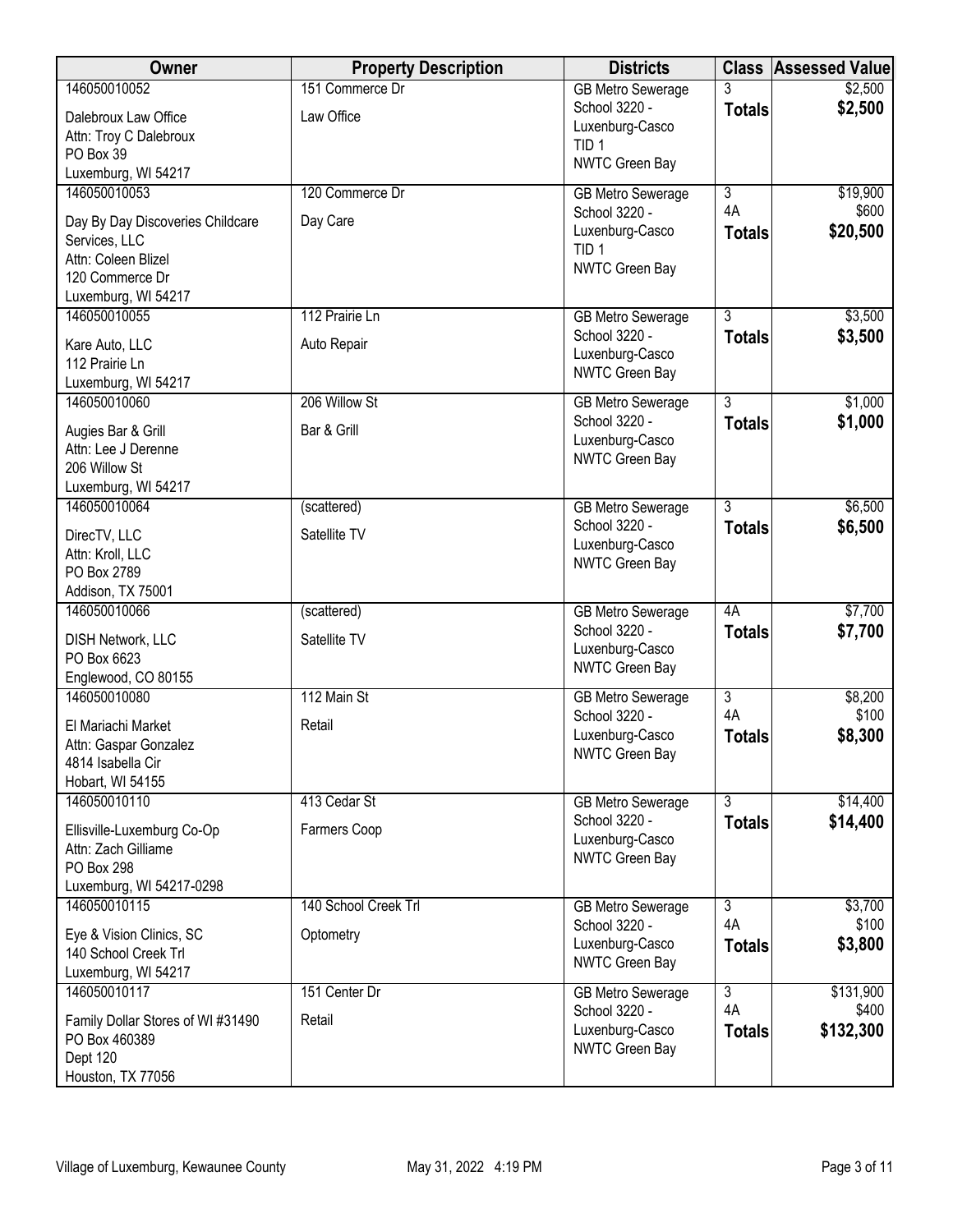| Owner | Property Description | Districts | Class | Assessed Value |
|---|---|---|---|---|
| 146050010052<br>Dalebroux Law Office<br>Attn: Troy C Dalebroux<br>PO Box 39<br>Luxemburg, WI 54217 | 151 Commerce Dr<br>Law Office | GB Metro Sewerage<br>School 3220 - Luxenburg-Casco<br>TID 1<br>NWTC Green Bay | 3<br>**Totals** | $2,500<br>**$2,500** |
| 146050010053<br>Day By Day Discoveries Childcare Services, LLC<br>Attn: Coleen Blizel<br>120 Commerce Dr<br>Luxemburg, WI 54217 | 120 Commerce Dr<br>Day Care | GB Metro Sewerage<br>School 3220 - Luxenburg-Casco<br>TID 1<br>NWTC Green Bay | 3<br>4A<br>**Totals** | $19,900<br>$600<br>**$20,500** |
| 146050010055<br>Kare Auto, LLC<br>112 Prairie Ln<br>Luxemburg, WI 54217 | 112 Prairie Ln<br>Auto Repair | GB Metro Sewerage<br>School 3220 - Luxenburg-Casco<br>NWTC Green Bay | 3<br>**Totals** | $3,500<br>**$3,500** |
| 146050010060<br>Augies Bar & Grill<br>Attn: Lee J Derenne<br>206 Willow St<br>Luxemburg, WI 54217 | 206 Willow St<br>Bar & Grill | GB Metro Sewerage<br>School 3220 - Luxenburg-Casco<br>NWTC Green Bay | 3<br>**Totals** | $1,000<br>**$1,000** |
| 146050010064<br>DirecTV, LLC<br>Attn: Kroll, LLC<br>PO Box 2789<br>Addison, TX 75001 | (scattered)<br>Satellite TV | GB Metro Sewerage<br>School 3220 - Luxenburg-Casco<br>NWTC Green Bay | 3<br>**Totals** | $6,500<br>**$6,500** |
| 146050010066<br>DISH Network, LLC<br>PO Box 6623<br>Englewood, CO 80155 | (scattered)<br>Satellite TV | GB Metro Sewerage<br>School 3220 - Luxenburg-Casco<br>NWTC Green Bay | 4A<br>**Totals** | $7,700<br>**$7,700** |
| 146050010080<br>El Mariachi Market<br>Attn: Gaspar Gonzalez<br>4814 Isabella Cir<br>Hobart, WI 54155 | 112 Main St<br>Retail | GB Metro Sewerage<br>School 3220 - Luxenburg-Casco<br>NWTC Green Bay | 3<br>4A<br>**Totals** | $8,200<br>$100<br>**$8,300** |
| 146050010110<br>Ellisville-Luxemburg Co-Op<br>Attn: Zach Gilliame<br>PO Box 298<br>Luxemburg, WI 54217-0298 | 413 Cedar St<br>Farmers Coop | GB Metro Sewerage<br>School 3220 - Luxenburg-Casco<br>NWTC Green Bay | 3<br>**Totals** | $14,400<br>**$14,400** |
| 146050010115<br>Eye & Vision Clinics, SC<br>140 School Creek Trl<br>Luxemburg, WI 54217 | 140 School Creek Trl<br>Optometry | GB Metro Sewerage<br>School 3220 - Luxenburg-Casco<br>NWTC Green Bay | 3<br>4A<br>**Totals** | $3,700<br>$100<br>**$3,800** |
| 146050010117<br>Family Dollar Stores of WI #31490<br>PO Box 460389<br>Dept 120<br>Houston, TX 77056 | 151 Center Dr<br>Retail | GB Metro Sewerage<br>School 3220 - Luxenburg-Casco<br>NWTC Green Bay | 3<br>4A<br>**Totals** | $131,900<br>$400<br>**$132,300** |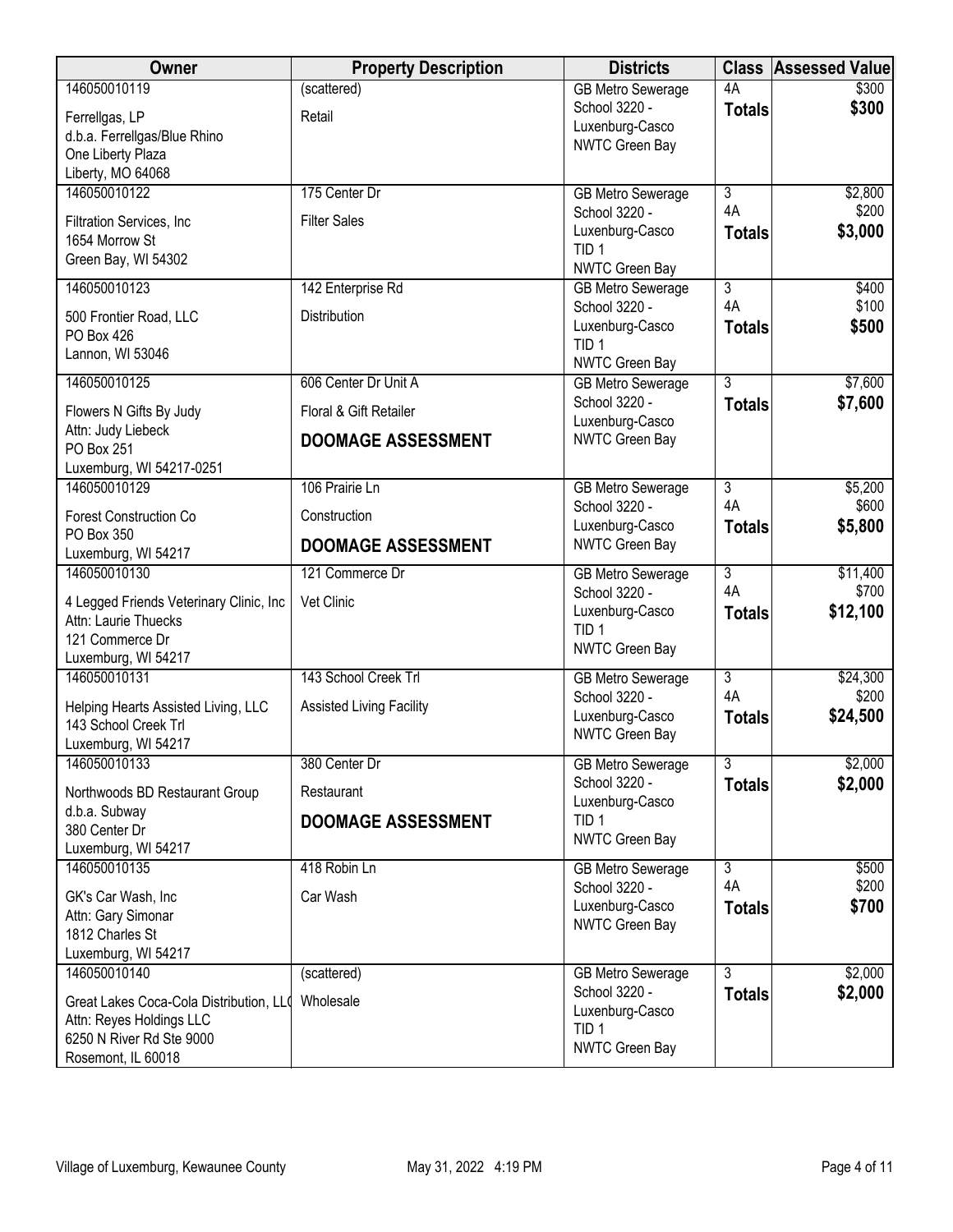| Owner | Property Description | Districts | Class | Assessed Value |
|---|---|---|---|---|
| 146050010119<br>Ferrellgas, LP<br>d.b.a. Ferrellgas/Blue Rhino<br>One Liberty Plaza<br>Liberty, MO 64068 | (scattered)<br>Retail | GB Metro Sewerage<br>School 3220 - Luxenburg-Casco<br>NWTC Green Bay | 4A<br>**Totals** | $300<br>**$300** |
| 146050010122<br>Filtration Services, Inc<br>1654 Morrow St<br>Green Bay, WI 54302 | 175 Center Dr<br>Filter Sales | GB Metro Sewerage<br>School 3220 - Luxenburg-Casco<br>TID 1<br>NWTC Green Bay | 3<br>4A<br>**Totals** | $2,800<br>$200<br>**$3,000** |
| 146050010123<br>500 Frontier Road, LLC<br>PO Box 426<br>Lannon, WI 53046 | 142 Enterprise Rd<br>Distribution | GB Metro Sewerage<br>School 3220 - Luxenburg-Casco<br>TID 1<br>NWTC Green Bay | 3<br>4A<br>**Totals** | $400<br>$100<br>**$500** |
| 146050010125<br>Flowers N Gifts By Judy<br>Attn: Judy Liebeck<br>PO Box 251<br>Luxemburg, WI 54217-0251 | 606 Center Dr Unit A<br>Floral & Gift Retailer<br>**DOOMAGE ASSESSMENT** | GB Metro Sewerage<br>School 3220 - Luxenburg-Casco<br>NWTC Green Bay | 3<br>**Totals** | $7,600<br>**$7,600** |
| 146050010129<br>Forest Construction Co<br>PO Box 350<br>Luxemburg, WI 54217 | 106 Prairie Ln<br>Construction<br>**DOOMAGE ASSESSMENT** | GB Metro Sewerage<br>School 3220 - Luxenburg-Casco<br>NWTC Green Bay | 3<br>4A<br>**Totals** | $5,200<br>$600<br>**$5,800** |
| 146050010130<br>4 Legged Friends Veterinary Clinic, Inc<br>Attn: Laurie Thuecks<br>121 Commerce Dr<br>Luxemburg, WI 54217 | 121 Commerce Dr<br>Vet Clinic | GB Metro Sewerage<br>School 3220 - Luxenburg-Casco<br>TID 1<br>NWTC Green Bay | 3<br>4A<br>**Totals** | $11,400<br>$700<br>**$12,100** |
| 146050010131<br>Helping Hearts Assisted Living, LLC<br>143 School Creek Trl<br>Luxemburg, WI 54217 | 143 School Creek Trl<br>Assisted Living Facility | GB Metro Sewerage<br>School 3220 - Luxenburg-Casco<br>NWTC Green Bay | 3<br>4A<br>**Totals** | $24,300<br>$200<br>**$24,500** |
| 146050010133<br>Northwoods BD Restaurant Group<br>d.b.a. Subway<br>380 Center Dr<br>Luxemburg, WI 54217 | 380 Center Dr<br>Restaurant<br>**DOOMAGE ASSESSMENT** | GB Metro Sewerage<br>School 3220 - Luxenburg-Casco<br>TID 1<br>NWTC Green Bay | 3<br>**Totals** | $2,000<br>**$2,000** |
| 146050010135<br>GK's Car Wash, Inc<br>Attn: Gary Simonar<br>1812 Charles St<br>Luxemburg, WI 54217 | 418 Robin Ln<br>Car Wash | GB Metro Sewerage<br>School 3220 - Luxenburg-Casco<br>NWTC Green Bay | 3<br>4A<br>**Totals** | $500<br>$200<br>**$700** |
| 146050010140<br>Great Lakes Coca-Cola Distribution, LLC<br>Attn: Reyes Holdings LLC<br>6250 N River Rd Ste 9000<br>Rosemont, IL 60018 | (scattered)<br>Wholesale | GB Metro Sewerage<br>School 3220 - Luxenburg-Casco<br>TID 1<br>NWTC Green Bay | 3<br>**Totals** | $2,000<br>**$2,000** |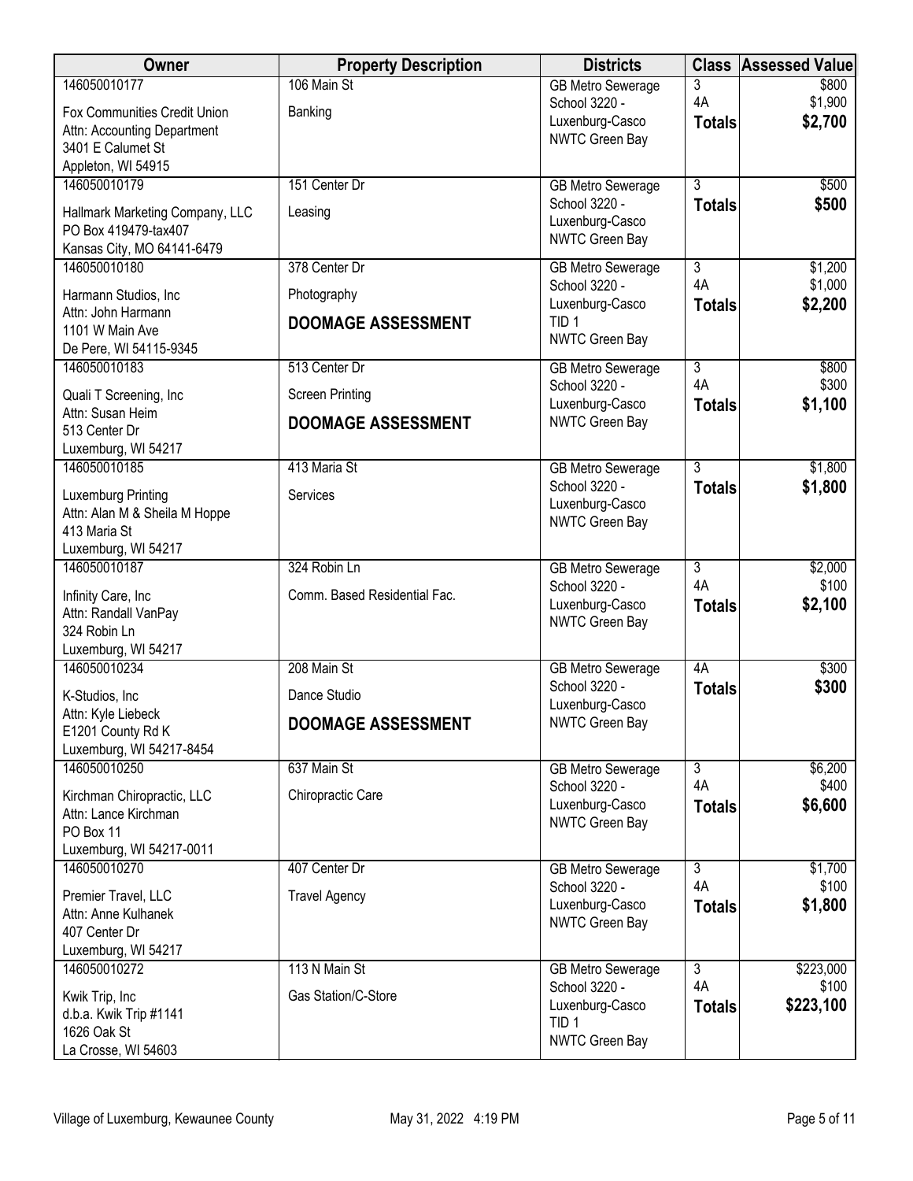| Owner | Property Description | Districts | Class | Assessed Value |
|---|---|---|---|---|
| 146050010177<br>Fox Communities Credit Union<br>Attn: Accounting Department<br>3401 E Calumet St<br>Appleton, WI 54915 | 106 Main St<br>Banking | GB Metro Sewerage<br>School 3220 - Luxenburg-Casco<br>NWTC Green Bay | 3<br>4A<br>**Totals** | $800<br>$1,900<br>**$2,700** |
| 146050010179<br>Hallmark Marketing Company, LLC<br>PO Box 419479-tax407<br>Kansas City, MO 64141-6479 | 151 Center Dr<br>Leasing | GB Metro Sewerage<br>School 3220 - Luxenburg-Casco<br>NWTC Green Bay | 3<br>**Totals** | $500<br>**$500** |
| 146050010180<br>Harmann Studios, Inc<br>Attn: John Harmann<br>1101 W Main Ave<br>De Pere, WI 54115-9345 | 378 Center Dr<br>Photography<br>**DOOMAGE ASSESSMENT** | GB Metro Sewerage<br>School 3220 - Luxenburg-Casco<br>TID 1<br>NWTC Green Bay | 3<br>4A<br>**Totals** | $1,200<br>$1,000<br>**$2,200** |
| 146050010183<br>Quali T Screening, Inc<br>Attn: Susan Heim<br>513 Center Dr<br>Luxemburg, WI 54217 | 513 Center Dr<br>Screen Printing<br>**DOOMAGE ASSESSMENT** | GB Metro Sewerage<br>School 3220 - Luxenburg-Casco<br>NWTC Green Bay | 3<br>4A<br>**Totals** | $800<br>$300<br>**$1,100** |
| 146050010185<br>Luxemburg Printing<br>Attn: Alan M & Sheila M Hoppe<br>413 Maria St<br>Luxemburg, WI 54217 | 413 Maria St<br>Services | GB Metro Sewerage<br>School 3220 - Luxenburg-Casco<br>NWTC Green Bay | 3<br>**Totals** | $1,800<br>**$1,800** |
| 146050010187<br>Infinity Care, Inc<br>Attn: Randall VanPay<br>324 Robin Ln<br>Luxemburg, WI 54217 | 324 Robin Ln<br>Comm. Based Residential Fac. | GB Metro Sewerage<br>School 3220 - Luxenburg-Casco<br>NWTC Green Bay | 3<br>4A<br>**Totals** | $2,000<br>$100<br>**$2,100** |
| 146050010234<br>K-Studios, Inc<br>Attn: Kyle Liebeck<br>E1201 County Rd K<br>Luxemburg, WI 54217-8454 | 208 Main St<br>Dance Studio<br>**DOOMAGE ASSESSMENT** | GB Metro Sewerage<br>School 3220 - Luxenburg-Casco<br>NWTC Green Bay | 4A<br>**Totals** | $300<br>**$300** |
| 146050010250<br>Kirchman Chiropractic, LLC<br>Attn: Lance Kirchman<br>PO Box 11<br>Luxemburg, WI 54217-0011 | 637 Main St<br>Chiropractic Care | GB Metro Sewerage<br>School 3220 - Luxenburg-Casco<br>NWTC Green Bay | 3<br>4A<br>**Totals** | $6,200<br>$400<br>**$6,600** |
| 146050010270<br>Premier Travel, LLC<br>Attn: Anne Kulhanek<br>407 Center Dr<br>Luxemburg, WI 54217 | 407 Center Dr<br>Travel Agency | GB Metro Sewerage<br>School 3220 - Luxenburg-Casco<br>NWTC Green Bay | 3<br>4A<br>**Totals** | $1,700<br>$100<br>**$1,800** |
| 146050010272<br>Kwik Trip, Inc<br>d.b.a. Kwik Trip #1141<br>1626 Oak St<br>La Crosse, WI 54603 | 113 N Main St<br>Gas Station/C-Store | GB Metro Sewerage<br>School 3220 - Luxenburg-Casco<br>TID 1<br>NWTC Green Bay | 3<br>4A<br>**Totals** | $223,000<br>$100<br>**$223,100** |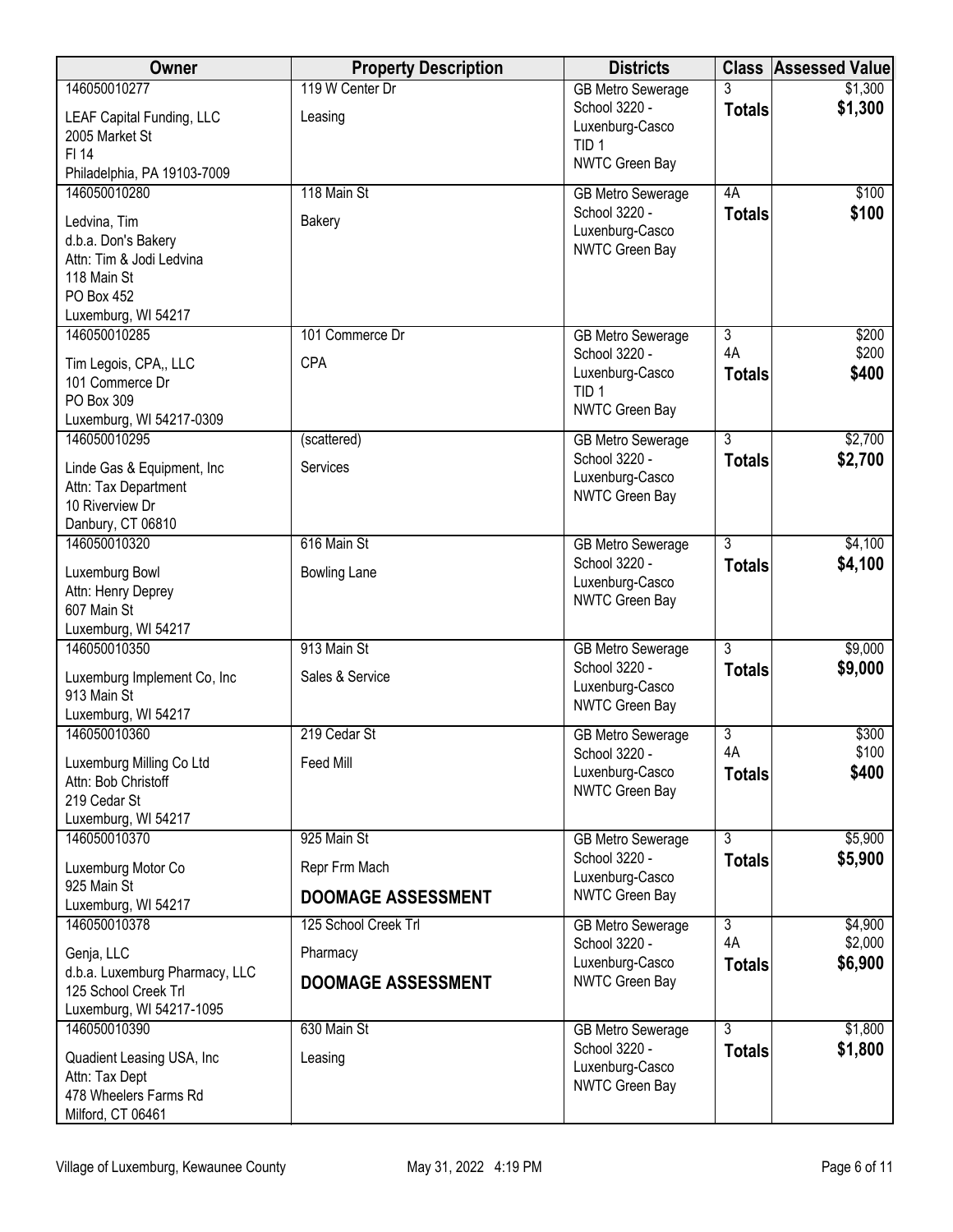| Owner | Property Description | Districts | Class | Assessed Value |
|---|---|---|---|---|
| 146050010277<br>LEAF Capital Funding, LLC<br>2005 Market St<br>Fl 14<br>Philadelphia, PA 19103-7009 | 119 W Center Dr<br>Leasing | GB Metro Sewerage<br>School 3220 - Luxenburg-Casco<br>TID 1<br>NWTC Green Bay | 3<br>**Totals** | $1,300<br>**$1,300** |
| 146050010280<br>Ledvina, Tim<br>d.b.a. Don's Bakery<br>Attn: Tim & Jodi Ledvina<br>118 Main St<br>PO Box 452<br>Luxemburg, WI 54217 | 118 Main St<br>Bakery | GB Metro Sewerage<br>School 3220 - Luxenburg-Casco<br>NWTC Green Bay | 4A<br>**Totals** | $100<br>**$100** |
| 146050010285<br>Tim Legois, CPA,, LLC<br>101 Commerce Dr<br>PO Box 309<br>Luxemburg, WI 54217-0309 | 101 Commerce Dr<br>CPA | GB Metro Sewerage<br>School 3220 - Luxenburg-Casco<br>TID 1<br>NWTC Green Bay | 3<br>4A<br>**Totals** | $200<br>$200<br>**$400** |
| 146050010295<br>Linde Gas & Equipment, Inc<br>Attn: Tax Department<br>10 Riverview Dr<br>Danbury, CT 06810 | (scattered)<br>Services | GB Metro Sewerage<br>School 3220 - Luxenburg-Casco<br>NWTC Green Bay | 3<br>**Totals** | $2,700<br>**$2,700** |
| 146050010320<br>Luxemburg Bowl<br>Attn: Henry Deprey<br>607 Main St<br>Luxemburg, WI 54217 | 616 Main St<br>Bowling Lane | GB Metro Sewerage<br>School 3220 - Luxenburg-Casco<br>NWTC Green Bay | 3<br>**Totals** | $4,100<br>**$4,100** |
| 146050010350<br>Luxemburg Implement Co, Inc<br>913 Main St<br>Luxemburg, WI 54217 | 913 Main St<br>Sales & Service | GB Metro Sewerage<br>School 3220 - Luxenburg-Casco<br>NWTC Green Bay | 3<br>**Totals** | $9,000<br>**$9,000** |
| 146050010360<br>Luxemburg Milling Co Ltd<br>Attn: Bob Christoff<br>219 Cedar St<br>Luxemburg, WI 54217 | 219 Cedar St<br>Feed Mill | GB Metro Sewerage<br>School 3220 - Luxenburg-Casco<br>NWTC Green Bay | 3<br>4A<br>**Totals** | $300<br>$100<br>**$400** |
| 146050010370<br>Luxemburg Motor Co<br>925 Main St<br>Luxemburg, WI 54217 | 925 Main St<br>Repr Frm Mach<br>**DOOMAGE ASSESSMENT** | GB Metro Sewerage<br>School 3220 - Luxenburg-Casco<br>NWTC Green Bay | 3<br>**Totals** | $5,900<br>**$5,900** |
| 146050010378<br>Genja, LLC<br>d.b.a. Luxemburg Pharmacy, LLC<br>125 School Creek Trl<br>Luxemburg, WI 54217-1095 | 125 School Creek Trl<br>Pharmacy<br>**DOOMAGE ASSESSMENT** | GB Metro Sewerage<br>School 3220 - Luxenburg-Casco<br>NWTC Green Bay | 3<br>4A<br>**Totals** | $4,900<br>$2,000<br>**$6,900** |
| 146050010390<br>Quadient Leasing USA, Inc<br>Attn: Tax Dept<br>478 Wheelers Farms Rd<br>Milford, CT 06461 | 630 Main St<br>Leasing | GB Metro Sewerage<br>School 3220 - Luxenburg-Casco<br>NWTC Green Bay | 3<br>**Totals** | $1,800<br>**$1,800** |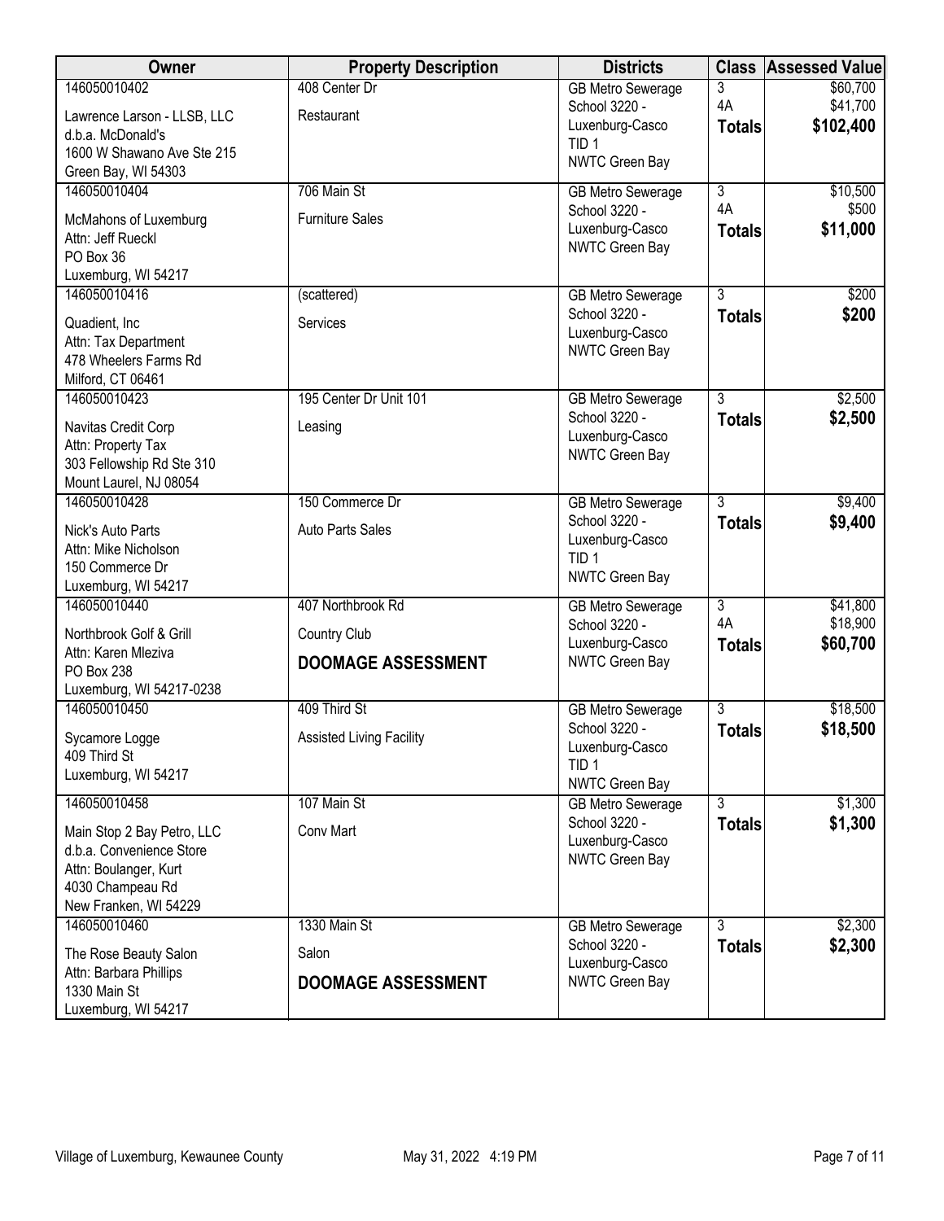| Owner | Property Description | Districts | Class | Assessed Value |
|---|---|---|---|---|
| 146050010402<br>Lawrence Larson - LLSB, LLC<br>d.b.a. McDonald's<br>1600 W Shawano Ave Ste 215<br>Green Bay, WI 54303 | 408 Center Dr<br>Restaurant | GB Metro Sewerage<br>School 3220 - Luxenburg-Casco<br>TID 1<br>NWTC Green Bay | 3<br>4A<br>**Totals** | $60,700<br>$41,700<br>**$102,400** |
| 146050010404<br>McMahons of Luxemburg<br>Attn: Jeff Rueckl<br>PO Box 36<br>Luxemburg, WI 54217 | 706 Main St<br>Furniture Sales | GB Metro Sewerage<br>School 3220 - Luxenburg-Casco<br>NWTC Green Bay | 3<br>4A<br>**Totals** | $10,500<br>$500<br>**$11,000** |
| 146050010416<br>Quadient, Inc<br>Attn: Tax Department<br>478 Wheelers Farms Rd<br>Milford, CT 06461 | (scattered)<br>Services | GB Metro Sewerage<br>School 3220 - Luxenburg-Casco<br>NWTC Green Bay | 3<br>**Totals** | $200<br>**$200** |
| 146050010423<br>Navitas Credit Corp<br>Attn: Property Tax<br>303 Fellowship Rd Ste 310<br>Mount Laurel, NJ 08054 | 195 Center Dr Unit 101<br>Leasing | GB Metro Sewerage<br>School 3220 - Luxenburg-Casco<br>NWTC Green Bay | 3<br>**Totals** | $2,500<br>**$2,500** |
| 146050010428<br>Nick's Auto Parts<br>Attn: Mike Nicholson<br>150 Commerce Dr<br>Luxemburg, WI 54217 | 150 Commerce Dr<br>Auto Parts Sales | GB Metro Sewerage<br>School 3220 - Luxenburg-Casco<br>TID 1<br>NWTC Green Bay | 3<br>**Totals** | $9,400<br>**$9,400** |
| 146050010440<br>Northbrook Golf & Grill<br>Attn: Karen Mleziva<br>PO Box 238<br>Luxemburg, WI 54217-0238 | 407 Northbrook Rd<br>Country Club<br>**DOOMAGE ASSESSMENT** | GB Metro Sewerage<br>School 3220 - Luxenburg-Casco<br>NWTC Green Bay | 3<br>4A<br>**Totals** | $41,800<br>$18,900<br>**$60,700** |
| 146050010450<br>Sycamore Logge<br>409 Third St<br>Luxemburg, WI 54217 | 409 Third St<br>Assisted Living Facility | GB Metro Sewerage<br>School 3220 - Luxenburg-Casco<br>TID 1<br>NWTC Green Bay | 3<br>**Totals** | $18,500<br>**$18,500** |
| 146050010458<br>Main Stop 2 Bay Petro, LLC<br>d.b.a. Convenience Store<br>Attn: Boulanger, Kurt<br>4030 Champeau Rd<br>New Franken, WI 54229 | 107 Main St<br>Conv Mart | GB Metro Sewerage<br>School 3220 - Luxenburg-Casco<br>NWTC Green Bay | 3<br>**Totals** | $1,300<br>**$1,300** |
| 146050010460<br>The Rose Beauty Salon<br>Attn: Barbara Phillips<br>1330 Main St<br>Luxemburg, WI 54217 | 1330 Main St<br>Salon<br>**DOOMAGE ASSESSMENT** | GB Metro Sewerage<br>School 3220 - Luxenburg-Casco<br>NWTC Green Bay | 3<br>**Totals** | $2,300<br>**$2,300** |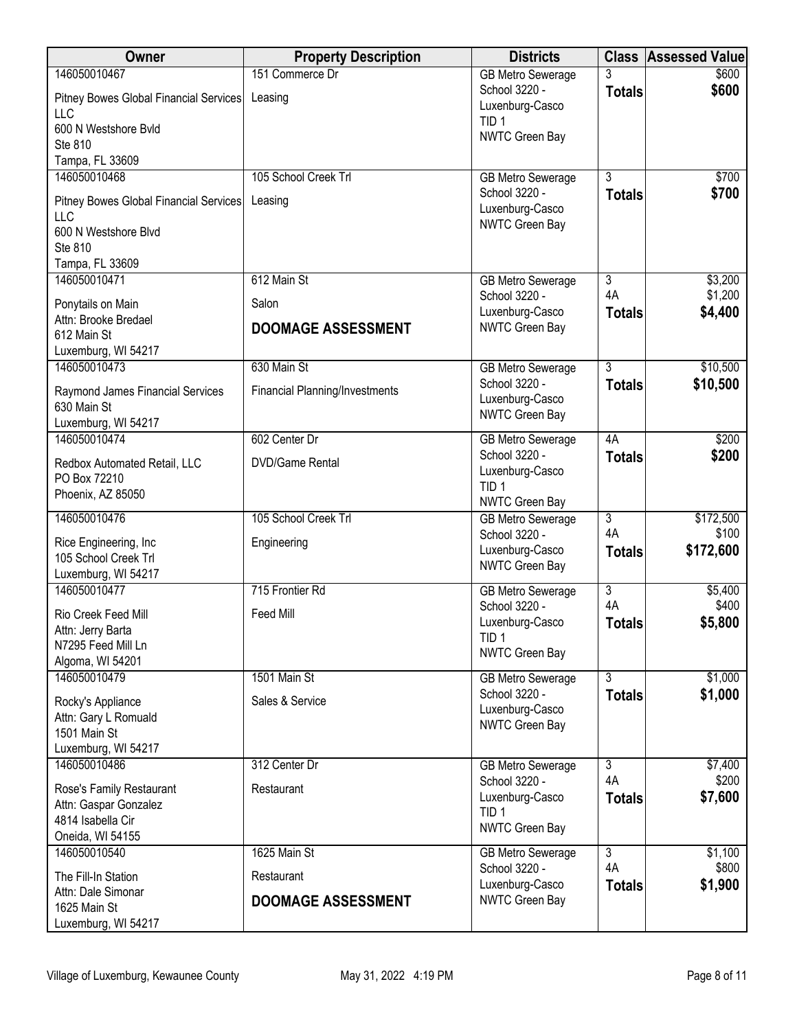| Owner | Property Description | Districts | Class | Assessed Value |
|---|---|---|---|---|
| 146050010467<br>Pitney Bowes Global Financial Services LLC<br>600 N Westshore Bvld<br>Ste 810<br>Tampa, FL 33609 | 151 Commerce Dr<br>Leasing | GB Metro Sewerage<br>School 3220 - Luxenburg-Casco<br>TID 1<br>NWTC Green Bay | 3<br>**Totals** | $600<br>**$600** |
| 146050010468<br>Pitney Bowes Global Financial Services LLC<br>600 N Westshore Blvd<br>Ste 810<br>Tampa, FL 33609 | 105 School Creek Trl<br>Leasing | GB Metro Sewerage<br>School 3220 - Luxenburg-Casco<br>NWTC Green Bay | 3<br>**Totals** | $700<br>**$700** |
| 146050010471<br>Ponytails on Main<br>Attn: Brooke Bredael<br>612 Main St<br>Luxemburg, WI 54217 | 612 Main St<br>Salon<br>**DOOMAGE ASSESSMENT** | GB Metro Sewerage<br>School 3220 - Luxenburg-Casco<br>NWTC Green Bay | 3<br>4A<br>**Totals** | $3,200<br>$1,200<br>**$4,400** |
| 146050010473<br>Raymond James Financial Services<br>630 Main St<br>Luxemburg, WI 54217 | 630 Main St<br>Financial Planning/Investments | GB Metro Sewerage<br>School 3220 - Luxenburg-Casco<br>NWTC Green Bay | 3<br>**Totals** | $10,500<br>**$10,500** |
| 146050010474<br>Redbox Automated Retail, LLC<br>PO Box 72210<br>Phoenix, AZ 85050 | 602 Center Dr<br>DVD/Game Rental | GB Metro Sewerage<br>School 3220 - Luxenburg-Casco<br>TID 1<br>NWTC Green Bay | 4A<br>**Totals** | $200<br>**$200** |
| 146050010476<br>Rice Engineering, Inc<br>105 School Creek Trl<br>Luxemburg, WI 54217 | 105 School Creek Trl<br>Engineering | GB Metro Sewerage<br>School 3220 - Luxenburg-Casco<br>NWTC Green Bay | 3<br>4A<br>**Totals** | $172,500<br>$100<br>**$172,600** |
| 146050010477<br>Rio Creek Feed Mill<br>Attn: Jerry Barta<br>N7295 Feed Mill Ln<br>Algoma, WI 54201 | 715 Frontier Rd<br>Feed Mill | GB Metro Sewerage<br>School 3220 - Luxenburg-Casco<br>TID 1<br>NWTC Green Bay | 3<br>4A<br>**Totals** | $5,400<br>$400<br>**$5,800** |
| 146050010479<br>Rocky's Appliance<br>Attn: Gary L Romuald<br>1501 Main St<br>Luxemburg, WI 54217 | 1501 Main St<br>Sales & Service | GB Metro Sewerage<br>School 3220 - Luxenburg-Casco<br>NWTC Green Bay | 3<br>**Totals** | $1,000<br>**$1,000** |
| 146050010486<br>Rose's Family Restaurant<br>Attn: Gaspar Gonzalez<br>4814 Isabella Cir<br>Oneida, WI 54155 | 312 Center Dr<br>Restaurant | GB Metro Sewerage<br>School 3220 - Luxenburg-Casco<br>TID 1<br>NWTC Green Bay | 3<br>4A<br>**Totals** | $7,400<br>$200<br>**$7,600** |
| 146050010540<br>The Fill-In Station<br>Attn: Dale Simonar<br>1625 Main St<br>Luxemburg, WI 54217 | 1625 Main St<br>Restaurant<br>**DOOMAGE ASSESSMENT** | GB Metro Sewerage<br>School 3220 - Luxenburg-Casco<br>NWTC Green Bay | 3<br>4A<br>**Totals** | $1,100<br>$800<br>**$1,900** |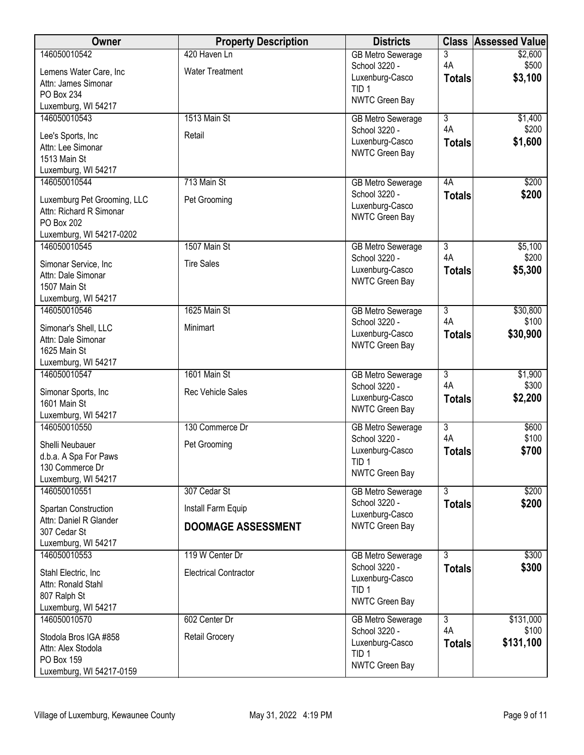| Owner | Property Description | Districts | Class | Assessed Value |
|---|---|---|---|---|
| 146050010542<br>Lemens Water Care, Inc<br>Attn: James Simonar<br>PO Box 234<br>Luxemburg, WI 54217 | 420 Haven Ln<br>Water Treatment | GB Metro Sewerage<br>School 3220 - Luxenburg-Casco<br>TID 1<br>NWTC Green Bay | 3<br>4A<br>**Totals** | $2,600<br>$500<br>**$3,100** |
| 146050010543<br>Lee's Sports, Inc<br>Attn: Lee Simonar<br>1513 Main St<br>Luxemburg, WI 54217 | 1513 Main St<br>Retail | GB Metro Sewerage<br>School 3220 - Luxenburg-Casco<br>NWTC Green Bay | 3<br>4A<br>**Totals** | $1,400<br>$200<br>**$1,600** |
| 146050010544<br>Luxemburg Pet Grooming, LLC<br>Attn: Richard R Simonar<br>PO Box 202<br>Luxemburg, WI 54217-0202 | 713 Main St<br>Pet Grooming | GB Metro Sewerage<br>School 3220 - Luxenburg-Casco<br>NWTC Green Bay | 4A<br>**Totals** | $200<br>**$200** |
| 146050010545<br>Simonar Service, Inc<br>Attn: Dale Simonar<br>1507 Main St<br>Luxemburg, WI 54217 | 1507 Main St<br>Tire Sales | GB Metro Sewerage<br>School 3220 - Luxenburg-Casco<br>NWTC Green Bay | 3<br>4A<br>**Totals** | $5,100<br>$200<br>**$5,300** |
| 146050010546<br>Simonar's Shell, LLC<br>Attn: Dale Simonar<br>1625 Main St<br>Luxemburg, WI 54217 | 1625 Main St<br>Minimart | GB Metro Sewerage<br>School 3220 - Luxenburg-Casco<br>NWTC Green Bay | 3<br>4A<br>**Totals** | $30,800<br>$100<br>**$30,900** |
| 146050010547<br>Simonar Sports, Inc<br>1601 Main St<br>Luxemburg, WI 54217 | 1601 Main St<br>Rec Vehicle Sales | GB Metro Sewerage<br>School 3220 - Luxenburg-Casco<br>NWTC Green Bay | 3<br>4A<br>**Totals** | $1,900<br>$300<br>**$2,200** |
| 146050010550<br>Shelli Neubauer<br>d.b.a. A Spa For Paws<br>130 Commerce Dr<br>Luxemburg, WI 54217 | 130 Commerce Dr<br>Pet Grooming | GB Metro Sewerage<br>School 3220 - Luxenburg-Casco<br>TID 1<br>NWTC Green Bay | 3<br>4A<br>**Totals** | $600<br>$100<br>**$700** |
| 146050010551<br>Spartan Construction<br>Attn: Daniel R Glander<br>307 Cedar St<br>Luxemburg, WI 54217 | 307 Cedar St<br>Install Farm Equip<br>**DOOMAGE ASSESSMENT** | GB Metro Sewerage<br>School 3220 - Luxenburg-Casco<br>NWTC Green Bay | 3<br>**Totals** | $200<br>**$200** |
| 146050010553<br>Stahl Electric, Inc<br>Attn: Ronald Stahl<br>807 Ralph St<br>Luxemburg, WI 54217 | 119 W Center Dr<br>Electrical Contractor | GB Metro Sewerage<br>School 3220 - Luxenburg-Casco<br>TID 1<br>NWTC Green Bay | 3<br>**Totals** | $300<br>**$300** |
| 146050010570<br>Stodola Bros IGA #858<br>Attn: Alex Stodola<br>PO Box 159<br>Luxemburg, WI 54217-0159 | 602 Center Dr<br>Retail Grocery | GB Metro Sewerage<br>School 3220 - Luxenburg-Casco<br>TID 1<br>NWTC Green Bay | 3<br>4A<br>**Totals** | $131,000<br>$100<br>**$131,100** |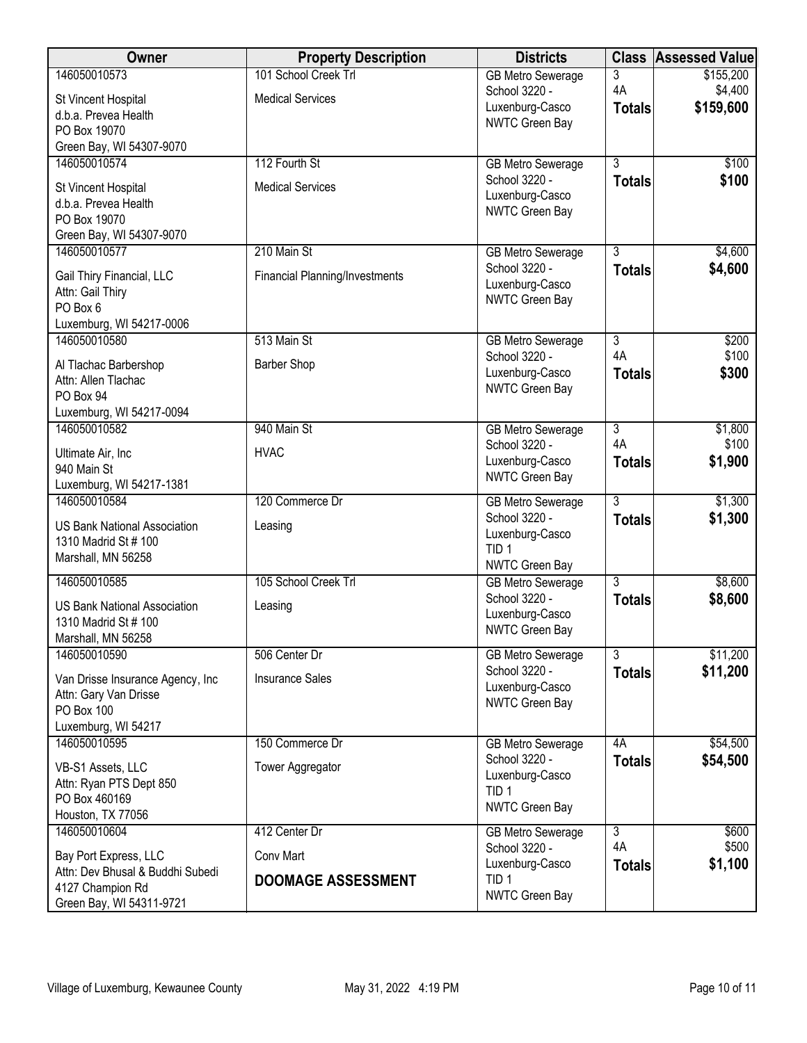| Owner | Property Description | Districts | Class | Assessed Value |
|---|---|---|---|---|
| 146050010573<br>St Vincent Hospital<br>d.b.a. Prevea Health<br>PO Box 19070<br>Green Bay, WI 54307-9070 | 101 School Creek Trl<br>Medical Services | GB Metro Sewerage<br>School 3220 - Luxenburg-Casco<br>NWTC Green Bay | 3<br>4A<br>**Totals** | $155,200<br>$4,400<br>**$159,600** |
| 146050010574<br>St Vincent Hospital<br>d.b.a. Prevea Health<br>PO Box 19070<br>Green Bay, WI 54307-9070 | 112 Fourth St<br>Medical Services | GB Metro Sewerage<br>School 3220 - Luxenburg-Casco<br>NWTC Green Bay | 3<br>**Totals** | $100<br>**$100** |
| 146050010577<br>Gail Thiry Financial, LLC<br>Attn: Gail Thiry<br>PO Box 6<br>Luxemburg, WI 54217-0006 | 210 Main St<br>Financial Planning/Investments | GB Metro Sewerage<br>School 3220 - Luxenburg-Casco<br>NWTC Green Bay | 3<br>**Totals** | $4,600<br>**$4,600** |
| 146050010580<br>Al Tlachac Barbershop<br>Attn: Allen Tlachac<br>PO Box 94<br>Luxemburg, WI 54217-0094 | 513 Main St<br>Barber Shop | GB Metro Sewerage<br>School 3220 - Luxenburg-Casco<br>NWTC Green Bay | 3<br>4A<br>**Totals** | $200<br>$100<br>**$300** |
| 146050010582<br>Ultimate Air, Inc<br>940 Main St<br>Luxemburg, WI 54217-1381 | 940 Main St<br>HVAC | GB Metro Sewerage<br>School 3220 - Luxenburg-Casco<br>NWTC Green Bay | 3<br>4A<br>**Totals** | $1,800<br>$100<br>**$1,900** |
| 146050010584<br>US Bank National Association<br>1310 Madrid St # 100<br>Marshall, MN 56258 | 120 Commerce Dr<br>Leasing | GB Metro Sewerage<br>School 3220 - Luxenburg-Casco<br>TID 1<br>NWTC Green Bay | 3<br>**Totals** | $1,300<br>**$1,300** |
| 146050010585<br>US Bank National Association<br>1310 Madrid St # 100<br>Marshall, MN 56258 | 105 School Creek Trl<br>Leasing | GB Metro Sewerage<br>School 3220 - Luxenburg-Casco<br>NWTC Green Bay | 3<br>**Totals** | $8,600<br>**$8,600** |
| 146050010590<br>Van Drisse Insurance Agency, Inc<br>Attn: Gary Van Drisse<br>PO Box 100<br>Luxemburg, WI 54217 | 506 Center Dr<br>Insurance Sales | GB Metro Sewerage<br>School 3220 - Luxenburg-Casco<br>NWTC Green Bay | 3<br>**Totals** | $11,200<br>**$11,200** |
| 146050010595<br>VB-S1 Assets, LLC<br>Attn: Ryan PTS Dept 850<br>PO Box 460169<br>Houston, TX 77056 | 150 Commerce Dr<br>Tower Aggregator | GB Metro Sewerage<br>School 3220 - Luxenburg-Casco<br>TID 1<br>NWTC Green Bay | 4A<br>**Totals** | $54,500<br>**$54,500** |
| 146050010604<br>Bay Port Express, LLC<br>Attn: Dev Bhusal & Buddhi Subedi<br>4127 Champion Rd<br>Green Bay, WI 54311-9721 | 412 Center Dr<br>Conv Mart<br>**DOOMAGE ASSESSMENT** | GB Metro Sewerage<br>School 3220 - Luxenburg-Casco<br>TID 1<br>NWTC Green Bay | 3<br>4A<br>**Totals** | $600<br>$500<br>**$1,100** |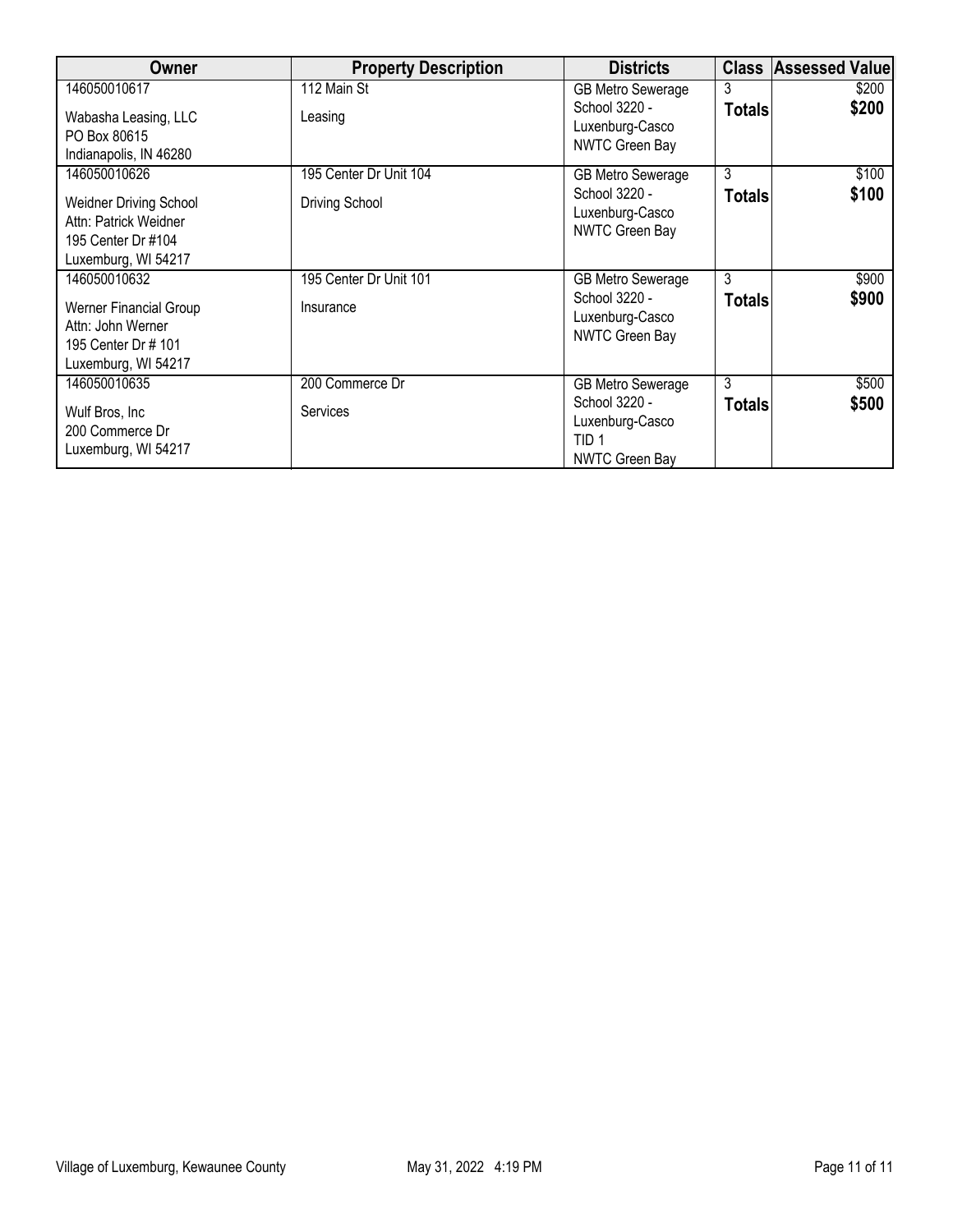| Owner | Property Description | Districts | Class | Assessed Value |
|---|---|---|---|---|
| 146050010617<br>Wabasha Leasing, LLC<br>PO Box 80615<br>Indianapolis, IN 46280 | 112 Main St<br>Leasing | GB Metro Sewerage<br>School 3220 - Luxenburg-Casco<br>NWTC Green Bay | 3<br>**Totals** | $200<br>**$200** |
| 146050010626<br>Weidner Driving School<br>Attn: Patrick Weidner<br>195 Center Dr #104<br>Luxemburg, WI 54217 | 195 Center Dr Unit 104<br>Driving School | GB Metro Sewerage<br>School 3220 - Luxenburg-Casco<br>NWTC Green Bay | 3<br>**Totals** | $100<br>**$100** |
| 146050010632<br>Werner Financial Group<br>Attn: John Werner<br>195 Center Dr # 101<br>Luxemburg, WI 54217 | 195 Center Dr Unit 101<br>Insurance | GB Metro Sewerage<br>School 3220 - Luxenburg-Casco<br>NWTC Green Bay | 3<br>**Totals** | $900<br>**$900** |
| 146050010635<br>Wulf Bros, Inc<br>200 Commerce Dr<br>Luxemburg, WI 54217 | 200 Commerce Dr<br>Services | GB Metro Sewerage<br>School 3220 - Luxenburg-Casco<br>TID 1<br>NWTC Green Bay | 3<br>**Totals** | $500<br>**$500** |